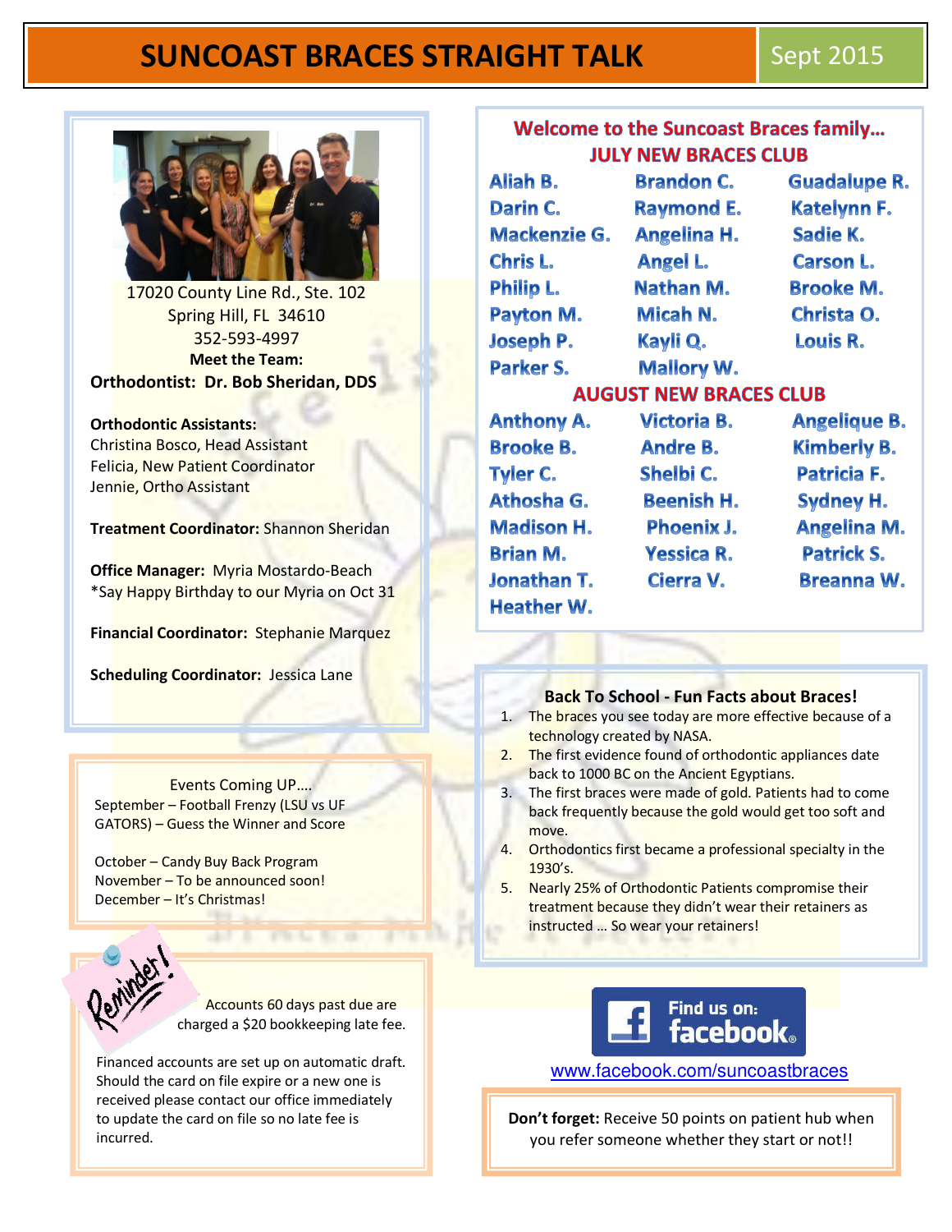# SUNCOAST BRACES STRAIGHT TALK

Sept 2015

17020 County Line Rd., Ste. 102
Spring Hill, FL 34610
352-593-4997

**Meet the Team:**

**Orthodontist: Dr. Bob Sheridan, DDS**

**Orthodontic Assistants:**
Christina Bosco, Head Assistant
Felicia, New Patient Coordinator
Jennie, Ortho Assistant

**Treatment Coordinator:** Shannon Sheridan

**Office Manager:** Myria Mostardo-Beach
*Say Happy Birthday to our Myria on Oct 31

**Financial Coordinator:** Stephanie Marquez

**Scheduling Coordinator:** Jessica Lane

Events Coming UP….

September – Football Frenzy (LSU vs UF GATORS) – Guess the Winner and Score

October – Candy Buy Back Program
November – To be announced soon!
December – It's Christmas!

Reminder!

Accounts 60 days past due are charged a $20 bookkeeping late fee.

Financed accounts are set up on automatic draft. Should the card on file expire or a new one is received please contact our office immediately to update the card on file so no late fee is incurred.

## Welcome to the Suncoast Braces family…

### JULY NEW BRACES CLUB

Aliah B., Brandon C., Guadalupe R., Darin C., Raymond E., Katelynn F., Mackenzie G., Angelina H., Sadie K., Chris L., Angel L., Carson L., Philip L., Nathan M., Brooke M., Payton M., Micah N., Christa O., Joseph P., Kayli Q., Louis R., Parker S., Mallory W.

### AUGUST NEW BRACES CLUB

Anthony A., Victoria B., Angelique B., Brooke B., Andre B., Kimberly B., Tyler C., Shelbi C., Patricia F., Athosha G., Beenish H., Sydney H., Madison H., Phoenix J., Angelina M., Brian M., Yessica R., Patrick S., Jonathan T., Cierra V., Breanna W., Heather W.

### Back To School - Fun Facts about Braces!

1. The braces you see today are more effective because of a technology created by NASA.
2. The first evidence found of orthodontic appliances date back to 1000 BC on the Ancient Egyptians.
3. The first braces were made of gold. Patients had to come back frequently because the gold would get too soft and move.
4. Orthodontics first became a professional specialty in the 1930's.
5. Nearly 25% of Orthodontic Patients compromise their treatment because they didn't wear their retainers as instructed … So wear your retainers!

Find us on: facebook

www.facebook.com/suncoastbraces

**Don't forget:** Receive 50 points on patient hub when you refer someone whether they start or not!!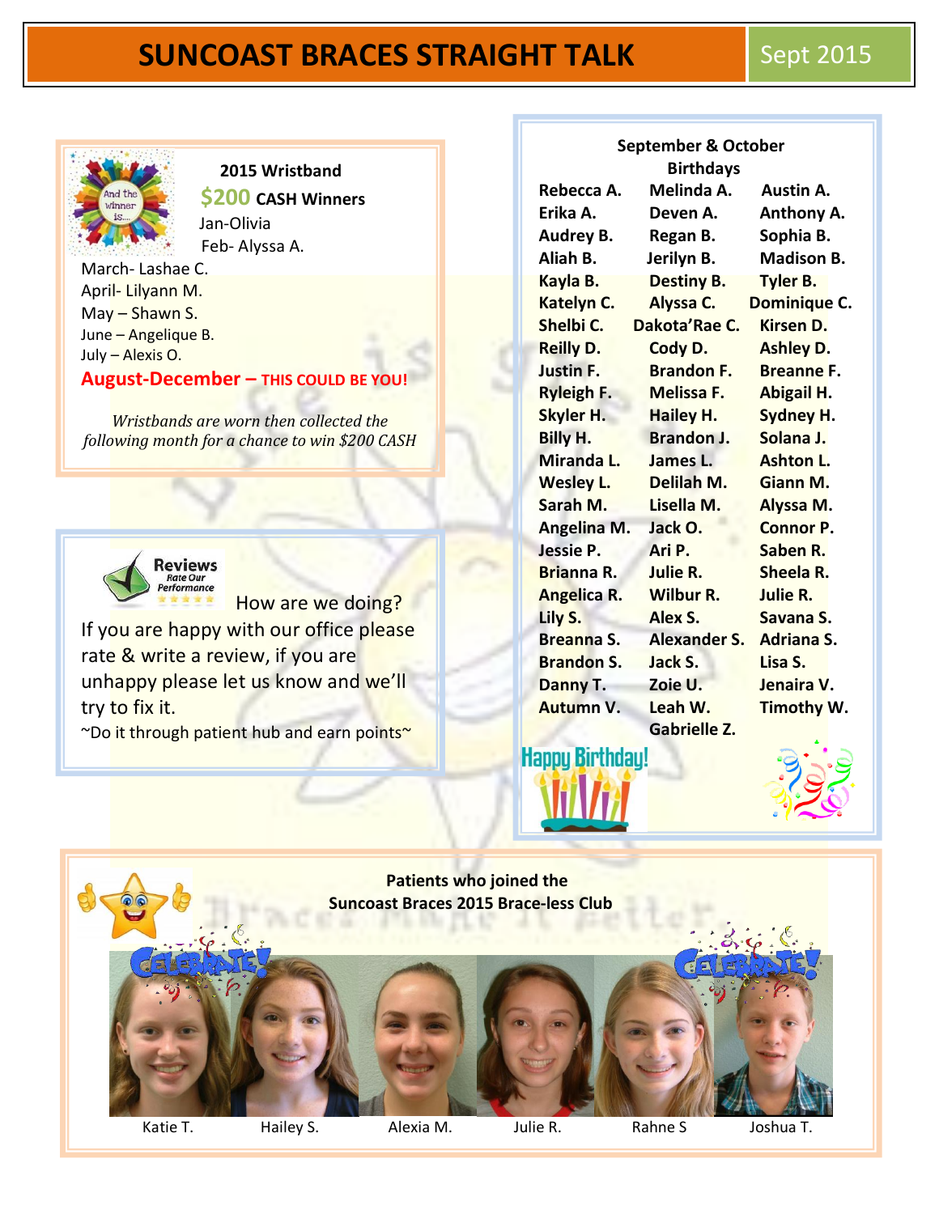# SUNCOAST BRACES STRAIGHT TALK

Sept 2015

## 2015 Wristband

**$200 CASH Winners**

Jan-Olivia
Feb- Alyssa A.
March- Lashae C.
April- Lilyann M.
May – Shawn S.
June – Angelique B.
July – Alexis O.

**August-December – THIS COULD BE YOU!**

*Wristbands are worn then collected the following month for a chance to win $200 CASH*

## Reviews

How are we doing?

If you are happy with our office please rate & write a review, if you are unhappy please let us know and we'll try to fix it.

~Do it through patient hub and earn points~

## September & October Birthdays

| | | |
|---|---|---|
| **Rebecca A.** | **Melinda A.** | **Austin A.** |
| **Erika A.** | **Deven A.** | **Anthony A.** |
| **Audrey B.** | **Regan B.** | **Sophia B.** |
| **Aliah B.** | **Jerilyn B.** | **Madison B.** |
| **Kayla B.** | **Destiny B.** | **Tyler B.** |
| **Katelyn C.** | **Alyssa C.** | **Dominique C.** |
| **Shelbi C.** | **Dakota'Rae C.** | **Kirsen D.** |
| **Reilly D.** | **Cody D.** | **Ashley D.** |
| **Justin F.** | **Brandon F.** | **Breanne F.** |
| **Ryleigh F.** | **Melissa F.** | **Abigail H.** |
| **Skyler H.** | **Hailey H.** | **Sydney H.** |
| **Billy H.** | **Brandon J.** | **Solana J.** |
| **Miranda L.** | **James L.** | **Ashton L.** |
| **Wesley L.** | **Delilah M.** | **Giann M.** |
| **Sarah M.** | **Lisella M.** | **Alyssa M.** |
| **Angelina M.** | **Jack O.** | **Connor P.** |
| **Jessie P.** | **Ari P.** | **Saben R.** |
| **Brianna R.** | **Julie R.** | **Sheela R.** |
| **Angelica R.** | **Wilbur R.** | **Julie R.** |
| **Lily S.** | **Alex S.** | **Savana S.** |
| **Breanna S.** | **Alexander S.** | **Adriana S.** |
| **Brandon S.** | **Jack S.** | **Lisa S.** |
| **Danny T.** | **Zoie U.** | **Jenaira V.** |
| **Autumn V.** | **Leah W.** | **Timothy W.** |
| | **Gabrielle Z.** | |

Happy Birthday!

## Patients who joined the Suncoast Braces 2015 Brace-less Club

Katie T. Hailey S. Alexia M. Julie R. Rahne S Joshua T.